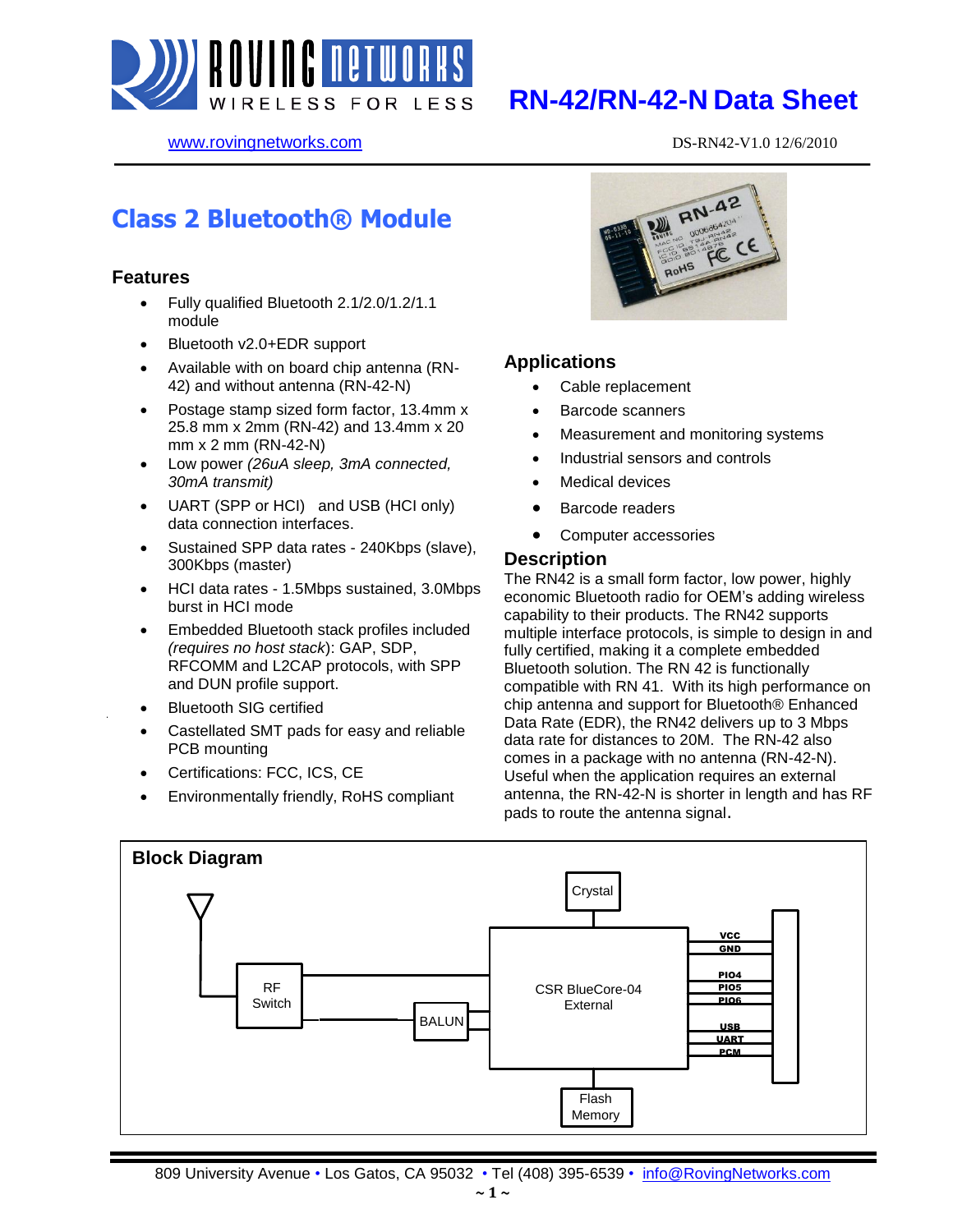# RN-42/RN-42-N Data Sheet

www.rovingnetworks.com DS-RN42-V1.0 12/6/2010

## Class 2 Bluetooth® Module

### Features

- Fully qualified Bluetooth 2.1/2.0/1.2/1.1 module
- Bluetooth v2.0+EDR support
- Available with on board chip antenna (RN-42) and without antenna (RN-42-N)
- Postage stamp sized form factor, 13.4mm x 25.8 mm x 2mm (RN-42) and 13.4mm x 20 mm x 2 mm (RN-42-N)
- Low power *(26uA sleep, 3mA connected, 30mA transmit)*
- UART (SPP or HCI) and USB (HCI only) data connection interfaces.
- Sustained SPP data rates - 240Kbps (slave), 300Kbps (master)
- HCI data rates - 1.5Mbps sustained, 3.0Mbps burst in HCI mode
- Embedded Bluetooth stack profiles included *(requires no host stack)*: GAP, SDP, RFCOMM and L2CAP protocols, with SPP and DUN profile support.
- Bluetooth SIG certified
- Castellated SMT pads for easy and reliable PCB mounting
- Certifications: FCC, ICS, CE
- Environmentally friendly, RoHS compliant

### Applications

- Cable replacement
- Barcode scanners
- Measurement and monitoring systems
- Industrial sensors and controls
- Medical devices
- Barcode readers
- Computer accessories

### Description

The RN42 is a small form factor, low power, highly economic Bluetooth radio for OEM's adding wireless capability to their products. The RN42 supports multiple interface protocols, is simple to design in and fully certified, making it a complete embedded Bluetooth solution. The RN 42 is functionally compatible with RN 41. With its high performance on chip antenna and support for Bluetooth® Enhanced Data Rate (EDR), the RN42 delivers up to 3 Mbps data rate for distances to 20M. The RN-42 also comes in a package with no antenna (RN-42-N). Useful when the application requires an external antenna, the RN-42-N is shorter in length and has RF pads to route the antenna signal.

### Block Diagram

Crystal

RF Switch

BALUN

CSR BlueCore-04 External

Flash Memory

VCC, GND, PIO4, PIO5, PIO6, USB, UART, PCM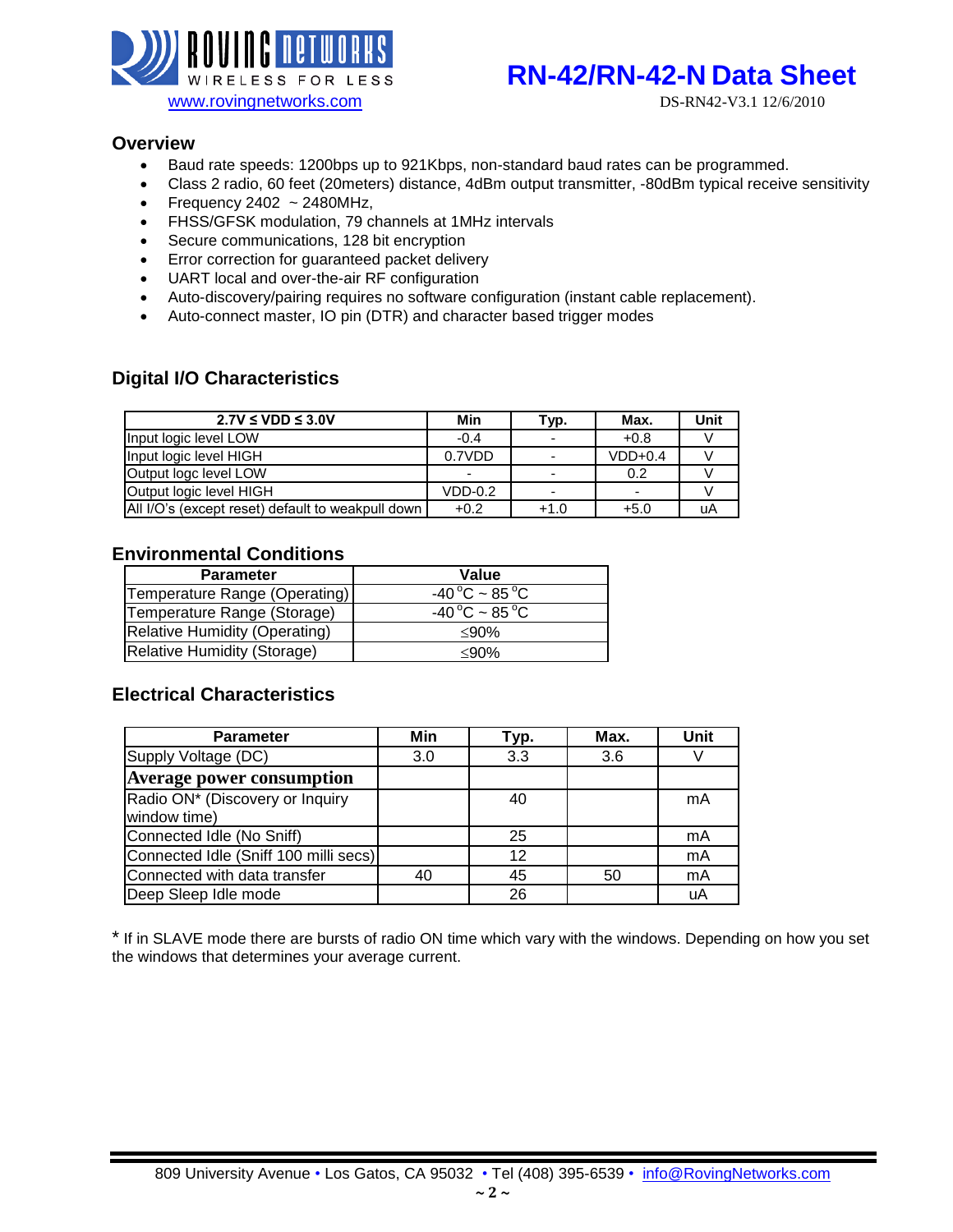## Overview

- Baud rate speeds: 1200bps up to 921Kbps, non-standard baud rates can be programmed.
- Class 2 radio, 60 feet (20meters) distance, 4dBm output transmitter, -80dBm typical receive sensitivity
- Frequency 2402 ~ 2480MHz,
- FHSS/GFSK modulation, 79 channels at 1MHz intervals
- Secure communications, 128 bit encryption
- Error correction for guaranteed packet delivery
- UART local and over-the-air RF configuration
- Auto-discovery/pairing requires no software configuration (instant cable replacement).
- Auto-connect master, IO pin (DTR) and character based trigger modes

## Digital I/O Characteristics

| 2.7V ≤ VDD ≤ 3.0V | Min | Typ. | Max. | Unit |
|---|---|---|---|---|
| Input logic level LOW | -0.4 | - | +0.8 | V |
| Input logic level HIGH | 0.7VDD | - | VDD+0.4 | V |
| Output logc level LOW | - | - | 0.2 | V |
| Output logic level HIGH | VDD-0.2 | - | - | V |
| All I/O's (except reset) default to weakpull down | +0.2 | +1.0 | +5.0 | uA |

## Environmental Conditions

| Parameter | Value |
|---|---|
| Temperature Range (Operating) | -40 °C ~ 85 °C |
| Temperature Range (Storage) | -40 °C ~ 85 °C |
| Relative Humidity (Operating) | ≤90% |
| Relative Humidity (Storage) | ≤90% |

## Electrical Characteristics

| Parameter | Min | Typ. | Max. | Unit |
|---|---|---|---|---|
| Supply Voltage (DC) | 3.0 | 3.3 | 3.6 | V |
| **Average power consumption** | | | | |
| Radio ON* (Discovery or Inquiry window time) | | 40 | | mA |
| Connected Idle (No Sniff) | | 25 | | mA |
| Connected Idle (Sniff 100 milli secs) | | 12 | | mA |
| Connected with data transfer | 40 | 45 | 50 | mA |
| Deep Sleep Idle mode | | 26 | | uA |

* If in SLAVE mode there are bursts of radio ON time which vary with the windows. Depending on how you set the windows that determines your average current.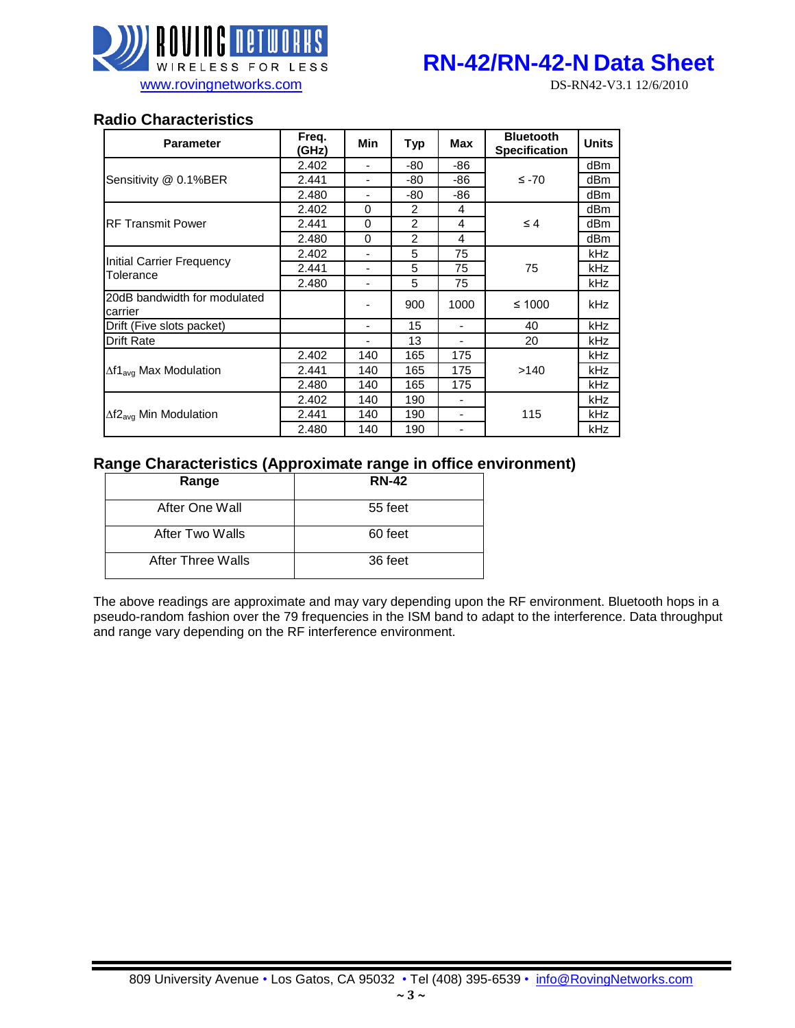## Radio Characteristics

| Parameter | Freq. (GHz) | Min | Typ | Max | Bluetooth Specification | Units |
|---|---|---|---|---|---|---|
| Sensitivity @ 0.1%BER | 2.402 | - | -80 | -86 | ≤ -70 | dBm |
| | 2.441 | - | -80 | -86 | | dBm |
| | 2.480 | - | -80 | -86 | | dBm |
| RF Transmit Power | 2.402 | 0 | 2 | 4 | ≤ 4 | dBm |
| | 2.441 | 0 | 2 | 4 | | dBm |
| | 2.480 | 0 | 2 | 4 | | dBm |
| Initial Carrier Frequency Tolerance | 2.402 | - | 5 | 75 | 75 | kHz |
| | 2.441 | - | 5 | 75 | | kHz |
| | 2.480 | - | 5 | 75 | | kHz |
| 20dB bandwidth for modulated carrier | | - | 900 | 1000 | ≤ 1000 | kHz |
| Drift (Five slots packet) | | - | 15 | - | 40 | kHz |
| Drift Rate | | - | 13 | - | 20 | kHz |
| $\Delta f1_{avg}$ Max Modulation | 2.402 | 140 | 165 | 175 | >140 | kHz |
| | 2.441 | 140 | 165 | 175 | | kHz |
| | 2.480 | 140 | 165 | 175 | | kHz |
| $\Delta f2_{avg}$ Min Modulation | 2.402 | 140 | 190 | - | 115 | kHz |
| | 2.441 | 140 | 190 | - | | kHz |
| | 2.480 | 140 | 190 | - | | kHz |

## Range Characteristics (Approximate range in office environment)

| Range | RN-42 |
|---|---|
| After One Wall | 55 feet |
| After Two Walls | 60 feet |
| After Three Walls | 36 feet |

The above readings are approximate and may vary depending upon the RF environment. Bluetooth hops in a pseudo-random fashion over the 79 frequencies in the ISM band to adapt to the interference. Data throughput and range vary depending on the RF interference environment.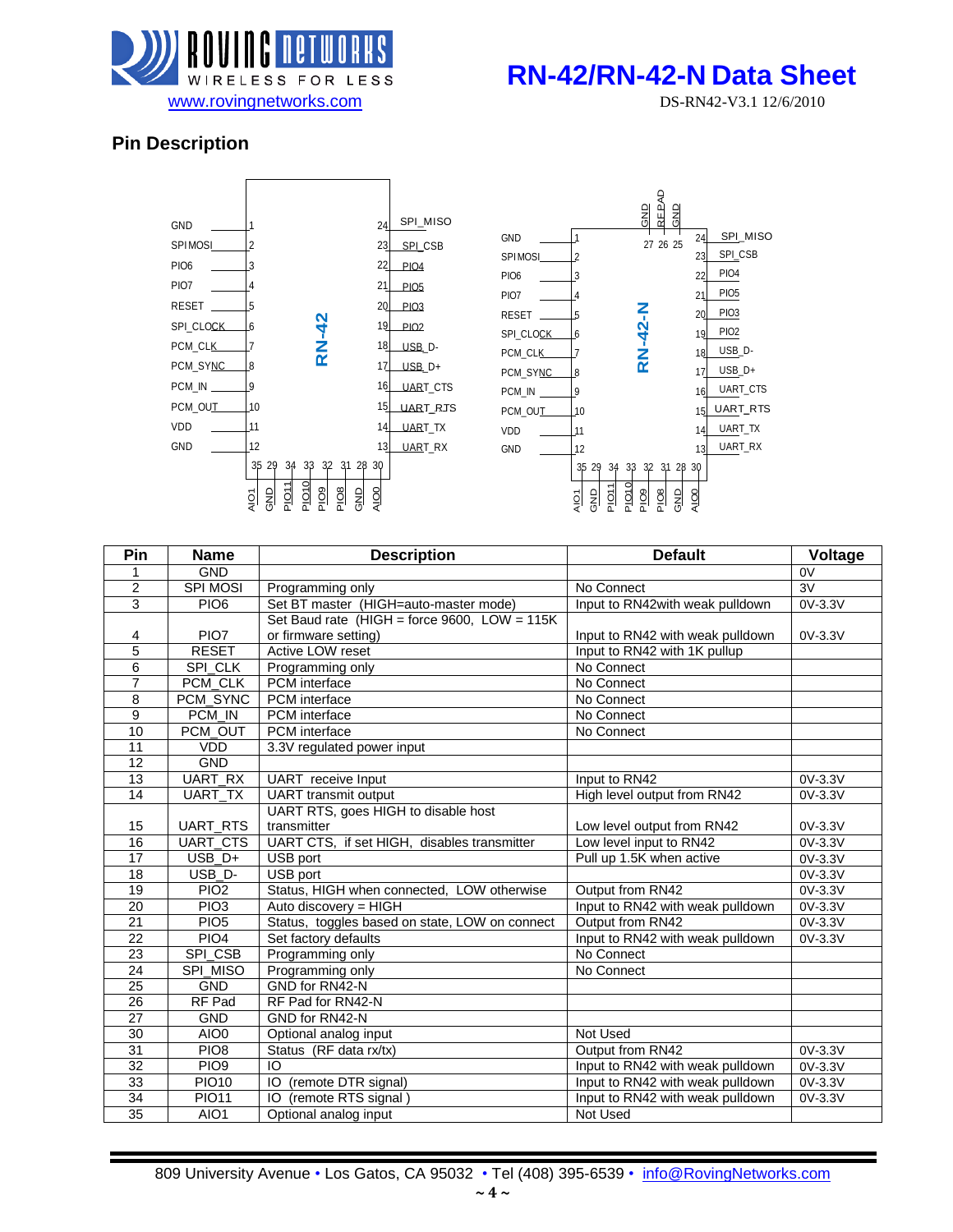## Pin Description

| Pin | Name | Description | Default | Voltage |
|---|---|---|---|---|
| 1 | GND | | | 0V |
| 2 | SPI MOSI | Programming only | No Connect | 3V |
| 3 | PIO6 | Set BT master (HIGH=auto-master mode) | Input to RN42with weak pulldown | 0V-3.3V |
| 4 | PIO7 | Set Baud rate (HIGH = force 9600, LOW = 115K or firmware setting) | Input to RN42 with weak pulldown | 0V-3.3V |
| 5 | RESET | Active LOW reset | Input to RN42 with 1K pullup | |
| 6 | SPI_CLK | Programming only | No Connect | |
| 7 | PCM_CLK | PCM interface | No Connect | |
| 8 | PCM_SYNC | PCM interface | No Connect | |
| 9 | PCM_IN | PCM interface | No Connect | |
| 10 | PCM_OUT | PCM interface | No Connect | |
| 11 | VDD | 3.3V regulated power input | | |
| 12 | GND | | | |
| 13 | UART_RX | UART receive Input | Input to RN42 | 0V-3.3V |
| 14 | UART_TX | UART transmit output | High level output from RN42 | 0V-3.3V |
| 15 | UART_RTS | UART RTS, goes HIGH to disable host transmitter | Low level output from RN42 | 0V-3.3V |
| 16 | UART_CTS | UART CTS, if set HIGH, disables transmitter | Low level input to RN42 | 0V-3.3V |
| 17 | USB_D+ | USB port | Pull up 1.5K when active | 0V-3.3V |
| 18 | USB_D- | USB port | | 0V-3.3V |
| 19 | PIO2 | Status, HIGH when connected, LOW otherwise | Output from RN42 | 0V-3.3V |
| 20 | PIO3 | Auto discovery = HIGH | Input to RN42 with weak pulldown | 0V-3.3V |
| 21 | PIO5 | Status, toggles based on state, LOW on connect | Output from RN42 | 0V-3.3V |
| 22 | PIO4 | Set factory defaults | Input to RN42 with weak pulldown | 0V-3.3V |
| 23 | SPI_CSB | Programming only | No Connect | |
| 24 | SPI_MISO | Programming only | No Connect | |
| 25 | GND | GND for RN42-N | | |
| 26 | RF Pad | RF Pad for RN42-N | | |
| 27 | GND | GND for RN42-N | | |
| 30 | AIO0 | Optional analog input | Not Used | |
| 31 | PIO8 | Status (RF data rx/tx) | Output from RN42 | 0V-3.3V |
| 32 | PIO9 | IO | Input to RN42 with weak pulldown | 0V-3.3V |
| 33 | PIO10 | IO (remote DTR signal) | Input to RN42 with weak pulldown | 0V-3.3V |
| 34 | PIO11 | IO (remote RTS signal ) | Input to RN42 with weak pulldown | 0V-3.3V |
| 35 | AIO1 | Optional analog input | Not Used | |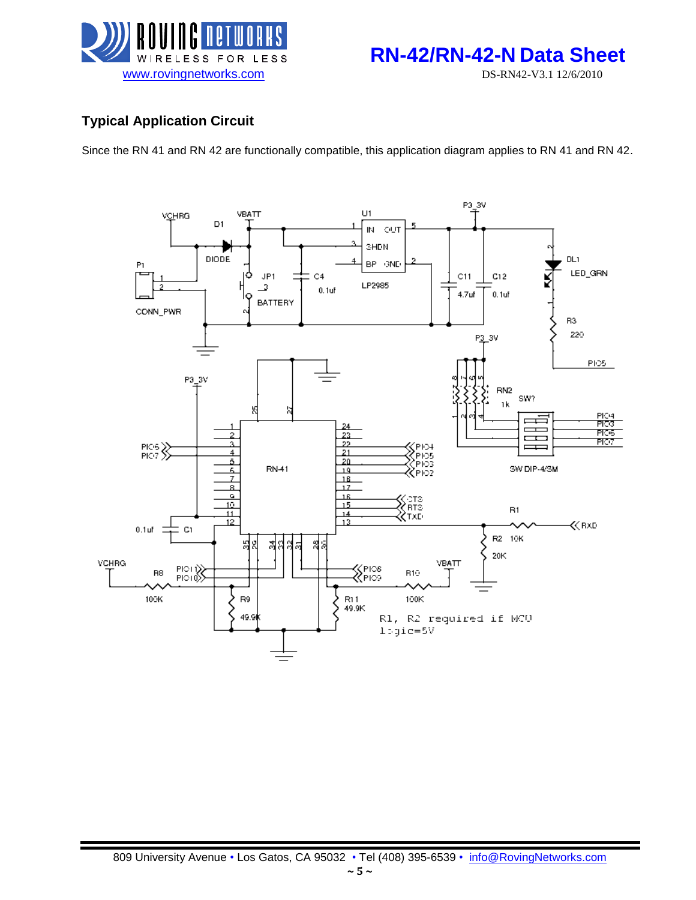## Typical Application Circuit

Since the RN 41 and RN 42 are functionally compatible, this application diagram applies to RN 41 and RN 42.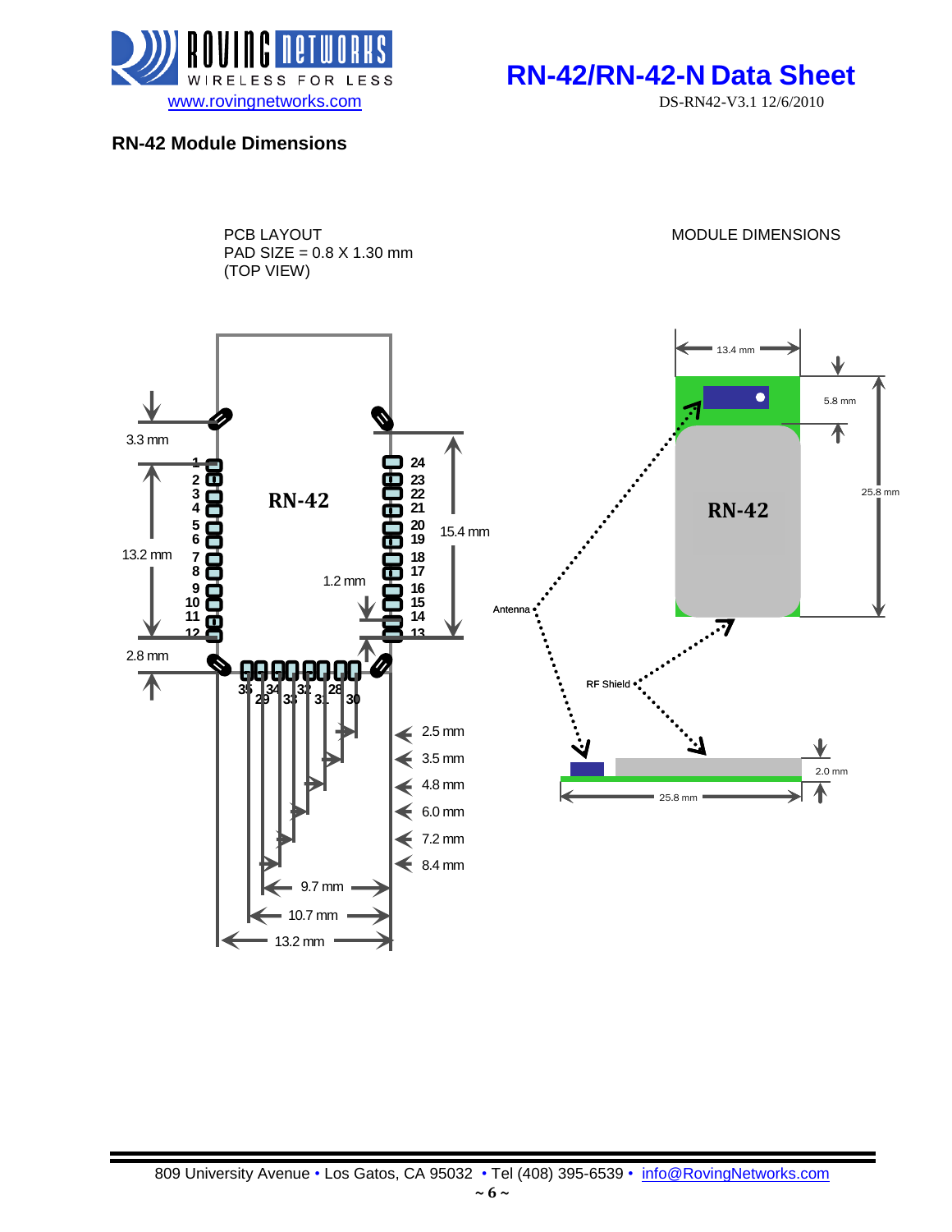## RN-42 Module Dimensions

PCB LAYOUT
PAD SIZE = 0.8 X 1.30 mm
(TOP VIEW)

MODULE DIMENSIONS

RN-42

3.3 mm

13.2 mm

2.8 mm

1.2 mm

15.4 mm

2.5 mm
3.5 mm
4.8 mm
6.0 mm
7.2 mm
8.4 mm

9.7 mm
10.7 mm
13.2 mm

13.4 mm
5.8 mm
25.8 mm

Antenna

RF Shield

2.0 mm
25.8 mm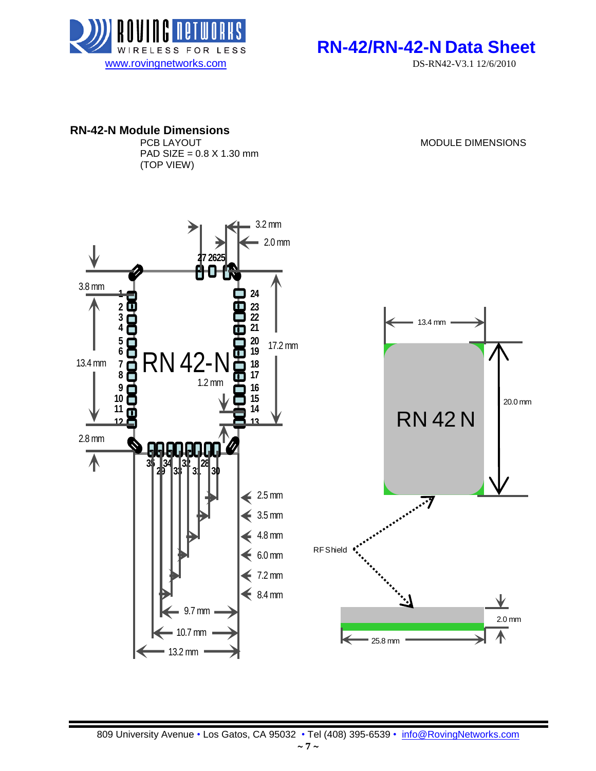## RN-42-N Module Dimensions

PCB LAYOUT
PAD SIZE = 0.8 X 1.30 mm
(TOP VIEW)

MODULE DIMENSIONS

3.2 mm

2.0 mm

27 26 25

3.8 mm

1 2 3 4 5 6 7 8 9 10 11 12

24 23 22 21 20 19 18 17 16 15 14 13

13.4 mm

RN 42-N

1.2 mm

17.2 mm

2.8 mm

35 34 32 28
29 33 31 30

2.5 mm
3.5 mm
4.8 mm
6.0 mm
7.2 mm
8.4 mm
9.7 mm
10.7 mm
13.2 mm

13.4 mm

RN 42 N

20.0 mm

RF Shield

2.0 mm

25.8 mm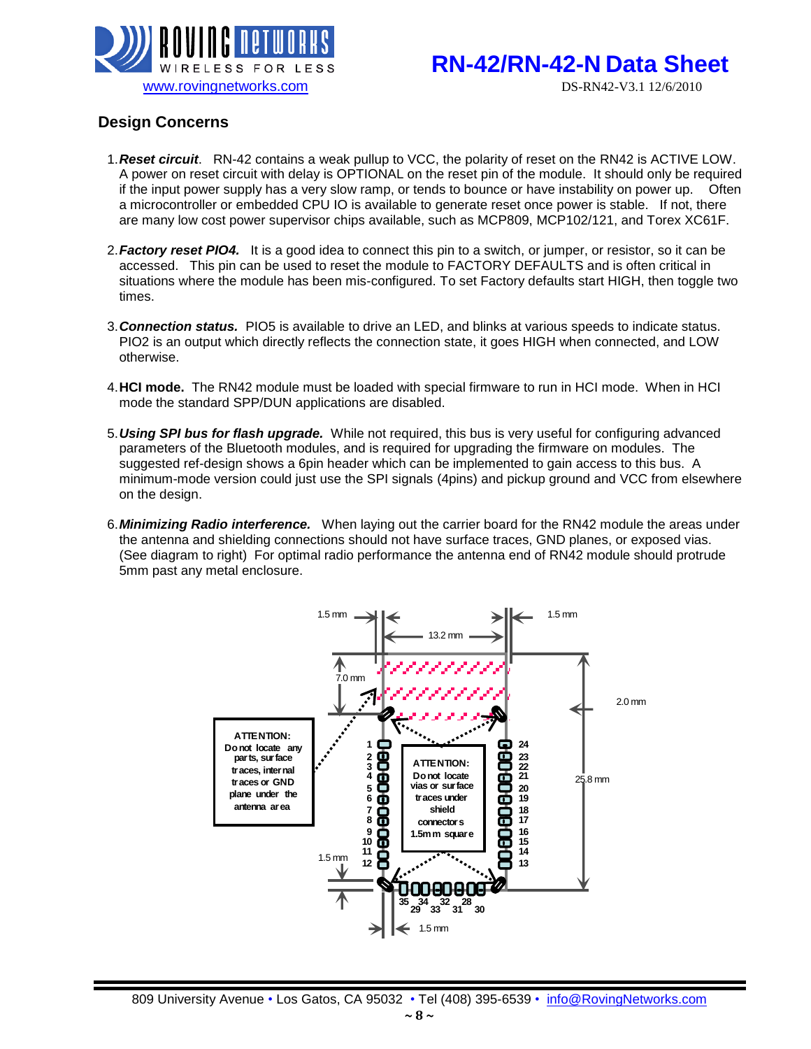## Design Concerns

1. ***Reset circuit***. RN-42 contains a weak pullup to VCC, the polarity of reset on the RN42 is ACTIVE LOW. A power on reset circuit with delay is OPTIONAL on the reset pin of the module. It should only be required if the input power supply has a very slow ramp, or tends to bounce or have instability on power up. Often a microcontroller or embedded CPU IO is available to generate reset once power is stable. If not, there are many low cost power supervisor chips available, such as MCP809, MCP102/121, and Torex XC61F.

2. ***Factory reset PIO4.*** It is a good idea to connect this pin to a switch, or jumper, or resistor, so it can be accessed. This pin can be used to reset the module to FACTORY DEFAULTS and is often critical in situations where the module has been mis-configured. To set Factory defaults start HIGH, then toggle two times.

3. ***Connection status.*** PIO5 is available to drive an LED, and blinks at various speeds to indicate status. PIO2 is an output which directly reflects the connection state, it goes HIGH when connected, and LOW otherwise.

4. **HCI mode.** The RN42 module must be loaded with special firmware to run in HCI mode. When in HCI mode the standard SPP/DUN applications are disabled.

5. ***Using SPI bus for flash upgrade.*** While not required, this bus is very useful for configuring advanced parameters of the Bluetooth modules, and is required for upgrading the firmware on modules. The suggested ref-design shows a 6pin header which can be implemented to gain access to this bus. A minimum-mode version could just use the SPI signals (4pins) and pickup ground and VCC from elsewhere on the design.

6. ***Minimizing Radio interference.*** When laying out the carrier board for the RN42 module the areas under the antenna and shielding connections should not have surface traces, GND planes, or exposed vias. (See diagram to right) For optimal radio performance the antenna end of RN42 module should protrude 5mm past any metal enclosure.

1.5 mm | 13.2 mm | 1.5 mm | 7.0 mm | 2.0 mm | 25.8 mm | 1.5 mm | 1.5 mm

ATTENTION: Do not locate any parts, surface traces, internal traces or GND plane under the antenna area

ATTENTION: Do not locate vias or surface traces under shield connectors 1.5mm square

Pins: 1–12 (left), 13–24 (right), 28–35 (bottom)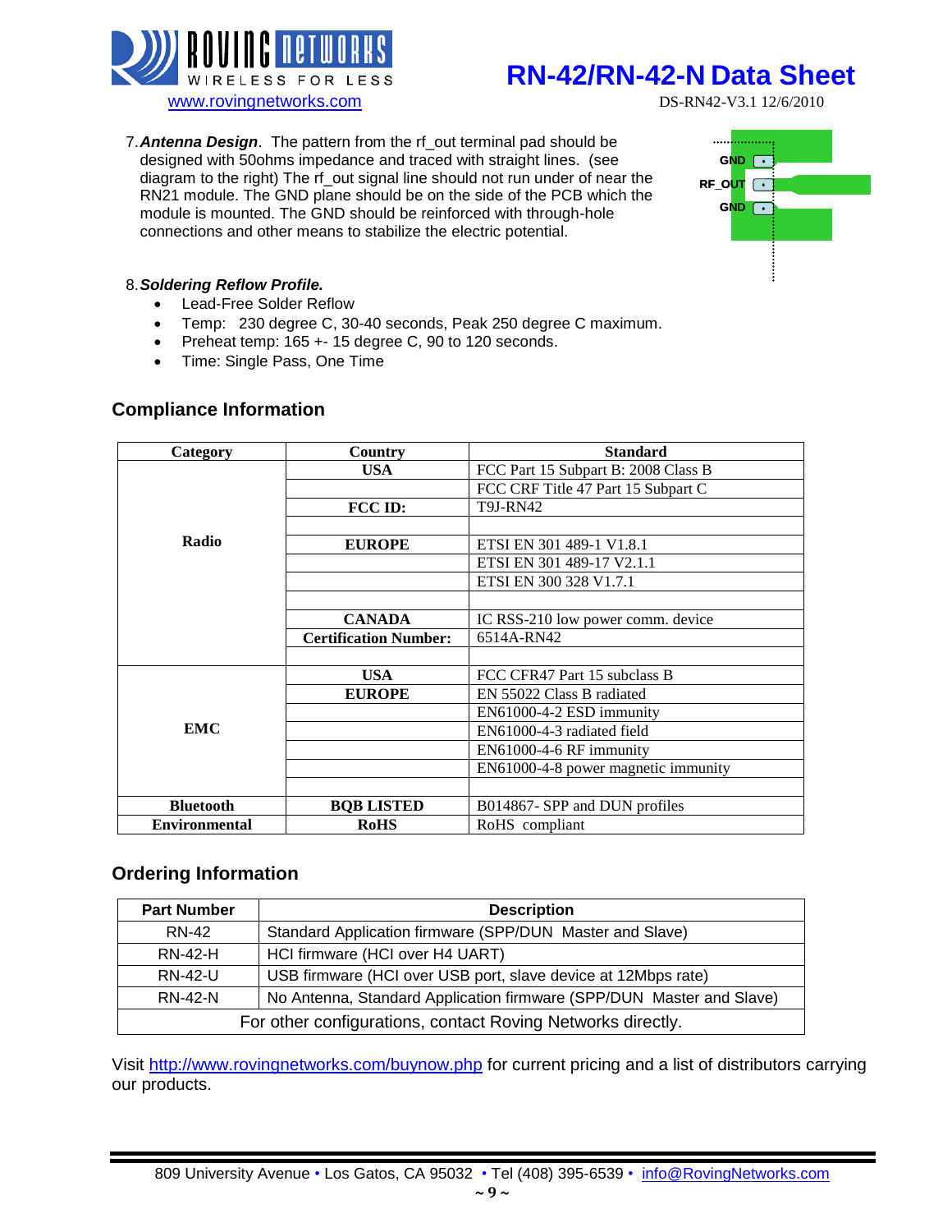7. ***Antenna Design***. The pattern from the rf_out terminal pad should be designed with 50ohms impedance and traced with straight lines. (see diagram to the right) The rf_out signal line should not run under of near the RN21 module. The GND plane should be on the side of the PCB which the module is mounted. The GND should be reinforced with through-hole connections and other means to stabilize the electric potential.

8. ***Soldering Reflow Profile.***
   - Lead-Free Solder Reflow
   - Temp: 230 degree C, 30-40 seconds, Peak 250 degree C maximum.
   - Preheat temp: 165 +- 15 degree C, 90 to 120 seconds.
   - Time: Single Pass, One Time

## Compliance Information

| Category | Country | Standard |
|---|---|---|
| **Radio** | **USA** | FCC Part 15 Subpart B: 2008 Class B |
| | | FCC CRF Title 47 Part 15 Subpart C |
| | **FCC ID:** | T9J-RN42 |
| | | |
| | **EUROPE** | ETSI EN 301 489-1 V1.8.1 |
| | | ETSI EN 301 489-17 V2.1.1 |
| | | ETSI EN 300 328 V1.7.1 |
| | | |
| | **CANADA** | IC RSS-210 low power comm. device |
| | **Certification Number:** | 6514A-RN42 |
| | | |
| **EMC** | **USA** | FCC CFR47 Part 15 subclass B |
| | **EUROPE** | EN 55022 Class B radiated |
| | | EN61000-4-2 ESD immunity |
| | | EN61000-4-3 radiated field |
| | | EN61000-4-6 RF immunity |
| | | EN61000-4-8 power magnetic immunity |
| | | |
| **Bluetooth** | **BQB LISTED** | B014867- SPP and DUN profiles |
| **Environmental** | **RoHS** | RoHS compliant |

## Ordering Information

| Part Number | Description |
|---|---|
| RN-42 | Standard Application firmware (SPP/DUN Master and Slave) |
| RN-42-H | HCI firmware (HCI over H4 UART) |
| RN-42-U | USB firmware (HCI over USB port, slave device at 12Mbps rate) |
| RN-42-N | No Antenna, Standard Application firmware (SPP/DUN Master and Slave) |
| For other configurations, contact Roving Networks directly. | |

Visit http://www.rovingnetworks.com/buynow.php for current pricing and a list of distributors carrying our products.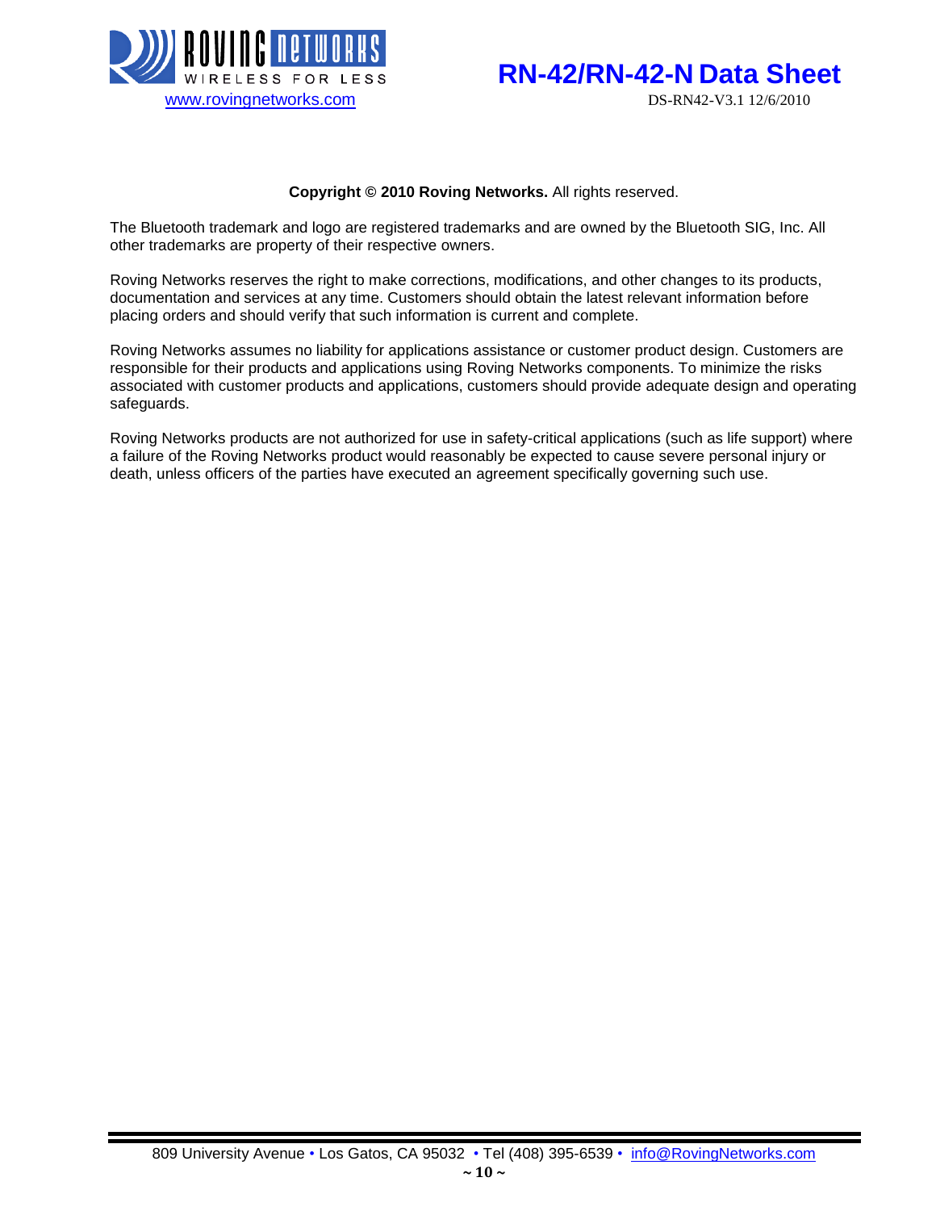**Copyright © 2010 Roving Networks.** All rights reserved.

The Bluetooth trademark and logo are registered trademarks and are owned by the Bluetooth SIG, Inc. All other trademarks are property of their respective owners.

Roving Networks reserves the right to make corrections, modifications, and other changes to its products, documentation and services at any time. Customers should obtain the latest relevant information before placing orders and should verify that such information is current and complete.

Roving Networks assumes no liability for applications assistance or customer product design. Customers are responsible for their products and applications using Roving Networks components. To minimize the risks associated with customer products and applications, customers should provide adequate design and operating safeguards.

Roving Networks products are not authorized for use in safety-critical applications (such as life support) where a failure of the Roving Networks product would reasonably be expected to cause severe personal injury or death, unless officers of the parties have executed an agreement specifically governing such use.